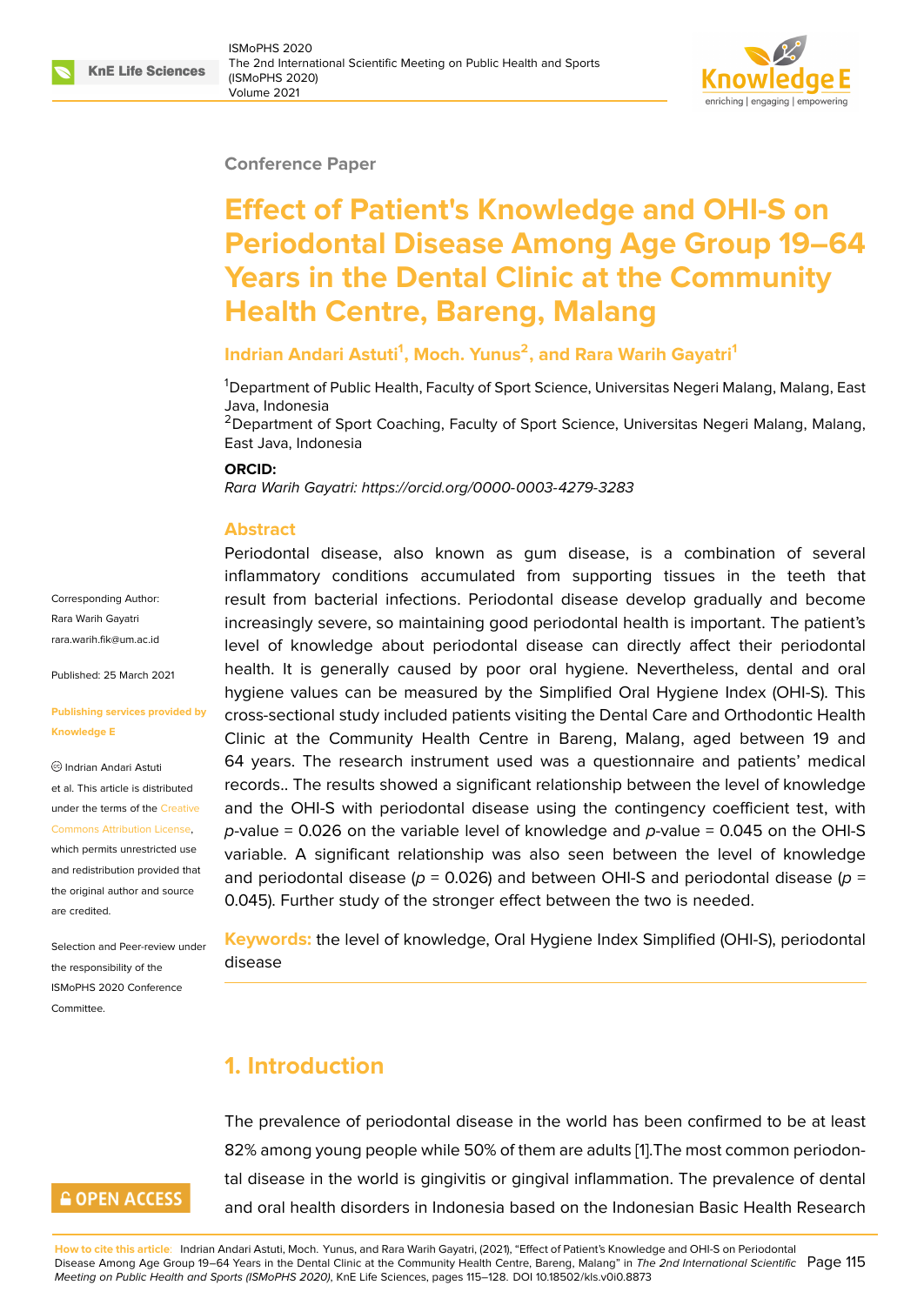Conference Paper

# Effect of Patient's Knowledge and OHI-S on Periodontal Disease Among Age Group 19–64 Years in the Dental Clinic at the Community Health Centre, Bareng, Malang

**Indrian Andari Astuti[1], Moch. Yunus[2], and Rara Warih Gayatri[1]**

[1]Department of Public Health, Faculty of Sport Science, Universitas Negeri Malang, Malang, East Java, Indonesia
[2]Department of Sport Coaching, Faculty of Sport Science, Universitas Negeri Malang, Malang, East Java, Indonesia

**ORCID:**
*Rara Warih Gayatri: https://orcid.org/0000-0003-4279-3283*

Corresponding Author:
Rara Warih Gayatri
rara.warih.fik@um.ac.id

Published: 25 March 2021

**Publishing services provided by Knowledge E**

© Indrian Andari Astuti et al. This article is distributed under the terms of the Creative Commons Attribution License, which permits unrestricted use and redistribution provided that the original author and source are credited.

Selection and Peer-review under the responsibility of the ISMoPHS 2020 Conference Committee.

## Abstract

Periodontal disease, also known as gum disease, is a combination of several inflammatory conditions accumulated from supporting tissues in the teeth that result from bacterial infections. Periodontal disease develop gradually and become increasingly severe, so maintaining good periodontal health is important. The patient's level of knowledge about periodontal disease can directly affect their periodontal health. It is generally caused by poor oral hygiene. Nevertheless, dental and oral hygiene values can be measured by the Simplified Oral Hygiene Index (OHI-S). This cross-sectional study included patients visiting the Dental Care and Orthodontic Health Clinic at the Community Health Centre in Bareng, Malang, aged between 19 and 64 years. The research instrument used was a questionnaire and patients' medical records.. The results showed a significant relationship between the level of knowledge and the OHI-S with periodontal disease using the contingency coefficient test, with $p$-value = 0.026 on the variable level of knowledge and $p$-value = 0.045 on the OHI-S variable. A significant relationship was also seen between the level of knowledge and periodontal disease ($p$ = 0.026) and between OHI-S and periodontal disease ($p$ = 0.045). Further study of the stronger effect between the two is needed.

**Keywords:** the level of knowledge, Oral Hygiene Index Simplified (OHI-S), periodontal disease

## 1. Introduction

The prevalence of periodontal disease in the world has been confirmed to be at least 82% among young people while 50% of them are adults [1].The most common periodontal disease in the world is gingivitis or gingival inflammation. The prevalence of dental and oral health disorders in Indonesia based on the Indonesian Basic Health Research

**How to cite this article**: Indrian Andari Astuti, Moch. Yunus, and Rara Warih Gayatri, (2021), "Effect of Patient's Knowledge and OHI-S on Periodontal Disease Among Age Group 19–64 Years in the Dental Clinic at the Community Health Centre, Bareng, Malang" in *The 2nd International Scientific Meeting on Public Health and Sports (ISMoPHS 2020)*, KnE Life Sciences, pages 115–128. DOI 10.18502/kls.v0i0.8873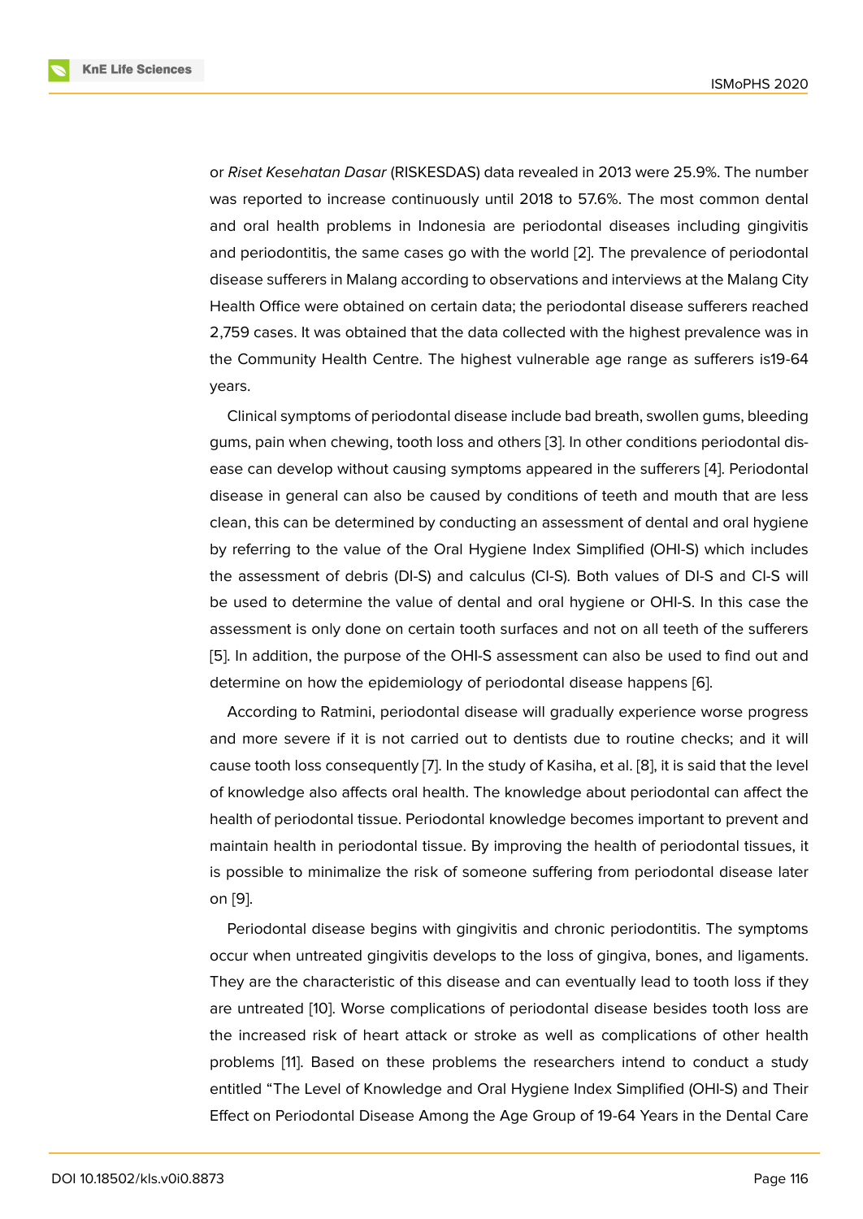or *Riset Kesehatan Dasar* (RISKESDAS) data revealed in 2013 were 25.9%. The number was reported to increase continuously until 2018 to 57.6%. The most common dental and oral health problems in Indonesia are periodontal diseases including gingivitis and periodontitis, the same cases go with the world [2]. The prevalence of periodontal disease sufferers in Malang according to observations and interviews at the Malang City Health Office were obtained on certain data; the periodontal disease sufferers reached 2,759 cases. It was obtained that the data collected with the highest prevalence was in the Community Health Centre. The highest vulnerable age range as sufferers is19-64 years.

Clinical symptoms of periodontal disease include bad breath, swollen gums, bleeding gums, pain when chewing, tooth loss and others [3]. In other conditions periodontal disease can develop without causing symptoms appeared in the sufferers [4]. Periodontal disease in general can also be caused by conditions of teeth and mouth that are less clean, this can be determined by conducting an assessment of dental and oral hygiene by referring to the value of the Oral Hygiene Index Simplified (OHI-S) which includes the assessment of debris (DI-S) and calculus (CI-S). Both values of DI-S and CI-S will be used to determine the value of dental and oral hygiene or OHI-S. In this case the assessment is only done on certain tooth surfaces and not on all teeth of the sufferers [5]. In addition, the purpose of the OHI-S assessment can also be used to find out and determine on how the epidemiology of periodontal disease happens [6].

According to Ratmini, periodontal disease will gradually experience worse progress and more severe if it is not carried out to dentists due to routine checks; and it will cause tooth loss consequently [7]. In the study of Kasiha, et al. [8], it is said that the level of knowledge also affects oral health. The knowledge about periodontal can affect the health of periodontal tissue. Periodontal knowledge becomes important to prevent and maintain health in periodontal tissue. By improving the health of periodontal tissues, it is possible to minimalize the risk of someone suffering from periodontal disease later on [9].

Periodontal disease begins with gingivitis and chronic periodontitis. The symptoms occur when untreated gingivitis develops to the loss of gingiva, bones, and ligaments. They are the characteristic of this disease and can eventually lead to tooth loss if they are untreated [10]. Worse complications of periodontal disease besides tooth loss are the increased risk of heart attack or stroke as well as complications of other health problems [11]. Based on these problems the researchers intend to conduct a study entitled "The Level of Knowledge and Oral Hygiene Index Simplified (OHI-S) and Their Effect on Periodontal Disease Among the Age Group of 19-64 Years in the Dental Care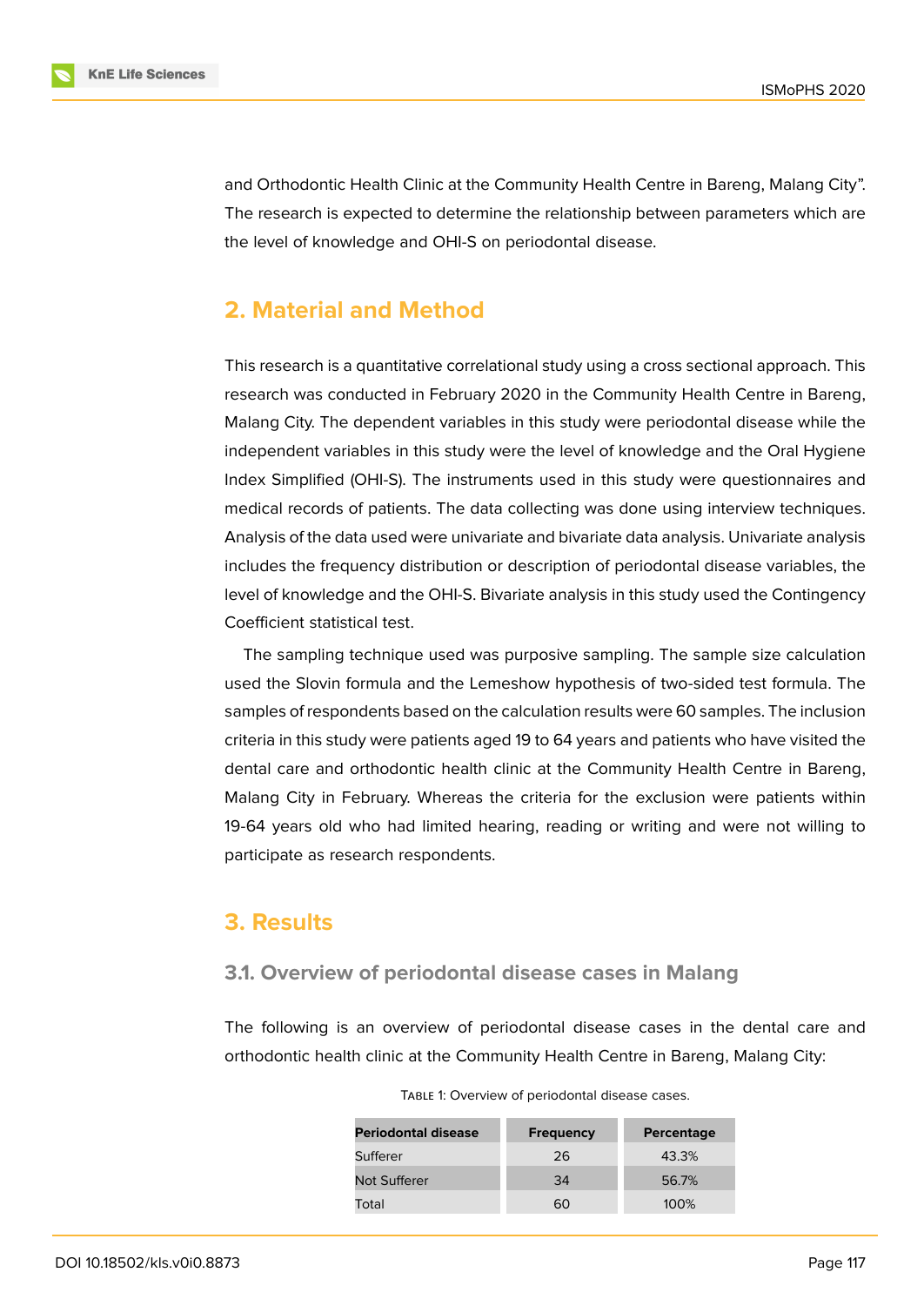and Orthodontic Health Clinic at the Community Health Centre in Bareng, Malang City". The research is expected to determine the relationship between parameters which are the level of knowledge and OHI-S on periodontal disease.

## 2. Material and Method

This research is a quantitative correlational study using a cross sectional approach. This research was conducted in February 2020 in the Community Health Centre in Bareng, Malang City. The dependent variables in this study were periodontal disease while the independent variables in this study were the level of knowledge and the Oral Hygiene Index Simplified (OHI-S). The instruments used in this study were questionnaires and medical records of patients. The data collecting was done using interview techniques. Analysis of the data used were univariate and bivariate data analysis. Univariate analysis includes the frequency distribution or description of periodontal disease variables, the level of knowledge and the OHI-S. Bivariate analysis in this study used the Contingency Coefficient statistical test.

The sampling technique used was purposive sampling. The sample size calculation used the Slovin formula and the Lemeshow hypothesis of two-sided test formula. The samples of respondents based on the calculation results were 60 samples. The inclusion criteria in this study were patients aged 19 to 64 years and patients who have visited the dental care and orthodontic health clinic at the Community Health Centre in Bareng, Malang City in February. Whereas the criteria for the exclusion were patients within 19-64 years old who had limited hearing, reading or writing and were not willing to participate as research respondents.

## 3. Results

### 3.1. Overview of periodontal disease cases in Malang

The following is an overview of periodontal disease cases in the dental care and orthodontic health clinic at the Community Health Centre in Bareng, Malang City:

Table 1: Overview of periodontal disease cases.

| Periodontal disease | Frequency | Percentage |
|---|---|---|
| Sufferer | 26 | 43.3% |
| Not Sufferer | 34 | 56.7% |
| Total | 60 | 100% |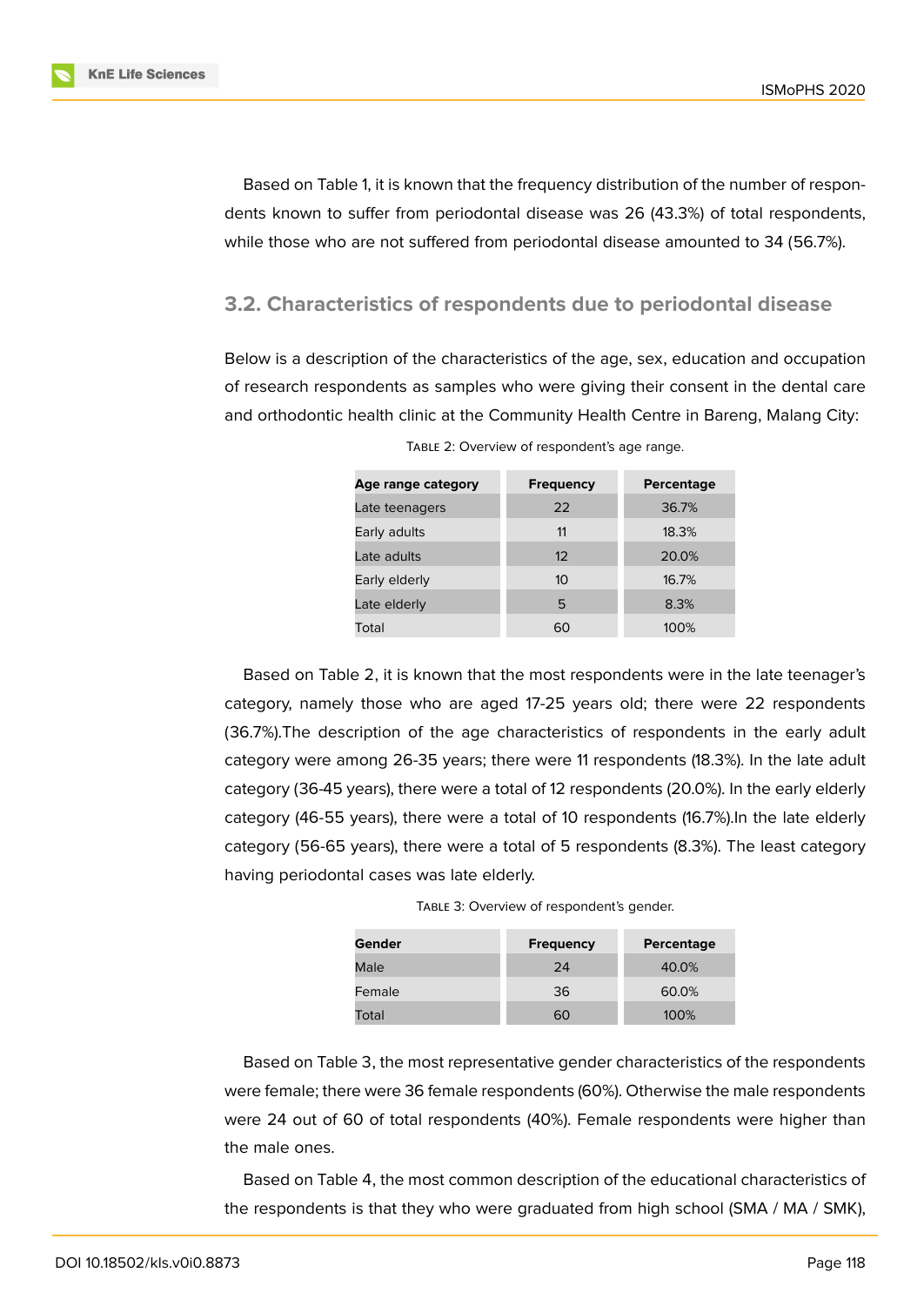Based on Table 1, it is known that the frequency distribution of the number of respondents known to suffer from periodontal disease was 26 (43.3%) of total respondents, while those who are not suffered from periodontal disease amounted to 34 (56.7%).

### 3.2. Characteristics of respondents due to periodontal disease

Below is a description of the characteristics of the age, sex, education and occupation of research respondents as samples who were giving their consent in the dental care and orthodontic health clinic at the Community Health Centre in Bareng, Malang City:

TABLE 2: Overview of respondent's age range.

| Age range category | Frequency | Percentage |
|---|---|---|
| Late teenagers | 22 | 36.7% |
| Early adults | 11 | 18.3% |
| Late adults | 12 | 20.0% |
| Early elderly | 10 | 16.7% |
| Late elderly | 5 | 8.3% |
| Total | 60 | 100% |

Based on Table 2, it is known that the most respondents were in the late teenager's category, namely those who are aged 17-25 years old; there were 22 respondents (36.7%).The description of the age characteristics of respondents in the early adult category were among 26-35 years; there were 11 respondents (18.3%). In the late adult category (36-45 years), there were a total of 12 respondents (20.0%). In the early elderly category (46-55 years), there were a total of 10 respondents (16.7%).In the late elderly category (56-65 years), there were a total of 5 respondents (8.3%). The least category having periodontal cases was late elderly.

TABLE 3: Overview of respondent's gender.

| Gender | Frequency | Percentage |
|---|---|---|
| Male | 24 | 40.0% |
| Female | 36 | 60.0% |
| Total | 60 | 100% |

Based on Table 3, the most representative gender characteristics of the respondents were female; there were 36 female respondents (60%). Otherwise the male respondents were 24 out of 60 of total respondents (40%). Female respondents were higher than the male ones.

Based on Table 4, the most common description of the educational characteristics of the respondents is that they who were graduated from high school (SMA / MA / SMK),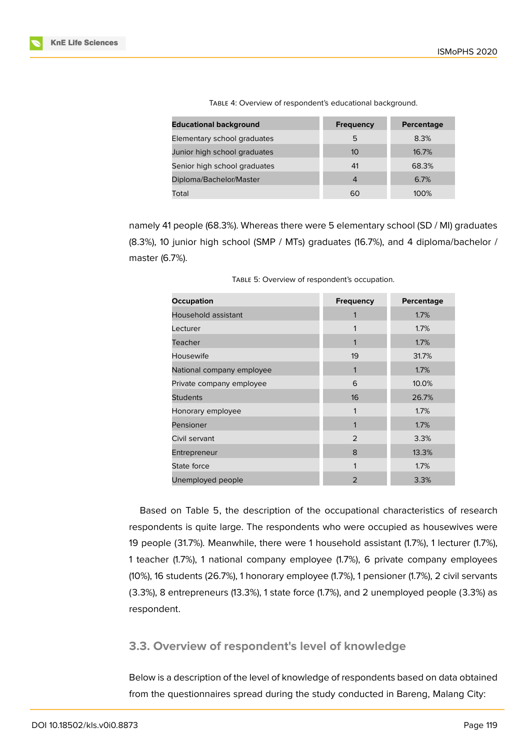Table 4: Overview of respondent's educational background.

| Educational background | Frequency | Percentage |
|---|---|---|
| Elementary school graduates | 5 | 8.3% |
| Junior high school graduates | 10 | 16.7% |
| Senior high school graduates | 41 | 68.3% |
| Diploma/Bachelor/Master | 4 | 6.7% |
| Total | 60 | 100% |

namely 41 people (68.3%). Whereas there were 5 elementary school (SD / MI) graduates (8.3%), 10 junior high school (SMP / MTs) graduates (16.7%), and 4 diploma/bachelor / master (6.7%).

Table 5: Overview of respondent's occupation.

| Occupation | Frequency | Percentage |
|---|---|---|
| Household assistant | 1 | 1.7% |
| Lecturer | 1 | 1.7% |
| Teacher | 1 | 1.7% |
| Housewife | 19 | 31.7% |
| National company employee | 1 | 1.7% |
| Private company employee | 6 | 10.0% |
| Students | 16 | 26.7% |
| Honorary employee | 1 | 1.7% |
| Pensioner | 1 | 1.7% |
| Civil servant | 2 | 3.3% |
| Entrepreneur | 8 | 13.3% |
| State force | 1 | 1.7% |
| Unemployed people | 2 | 3.3% |

Based on Table 5, the description of the occupational characteristics of research respondents is quite large. The respondents who were occupied as housewives were 19 people (31.7%). Meanwhile, there were 1 household assistant (1.7%), 1 lecturer (1.7%), 1 teacher (1.7%), 1 national company employee (1.7%), 6 private company employees (10%), 16 students (26.7%), 1 honorary employee (1.7%), 1 pensioner (1.7%), 2 civil servants (3.3%), 8 entrepreneurs (13.3%), 1 state force (1.7%), and 2 unemployed people (3.3%) as respondent.

### 3.3. Overview of respondent's level of knowledge

Below is a description of the level of knowledge of respondents based on data obtained from the questionnaires spread during the study conducted in Bareng, Malang City: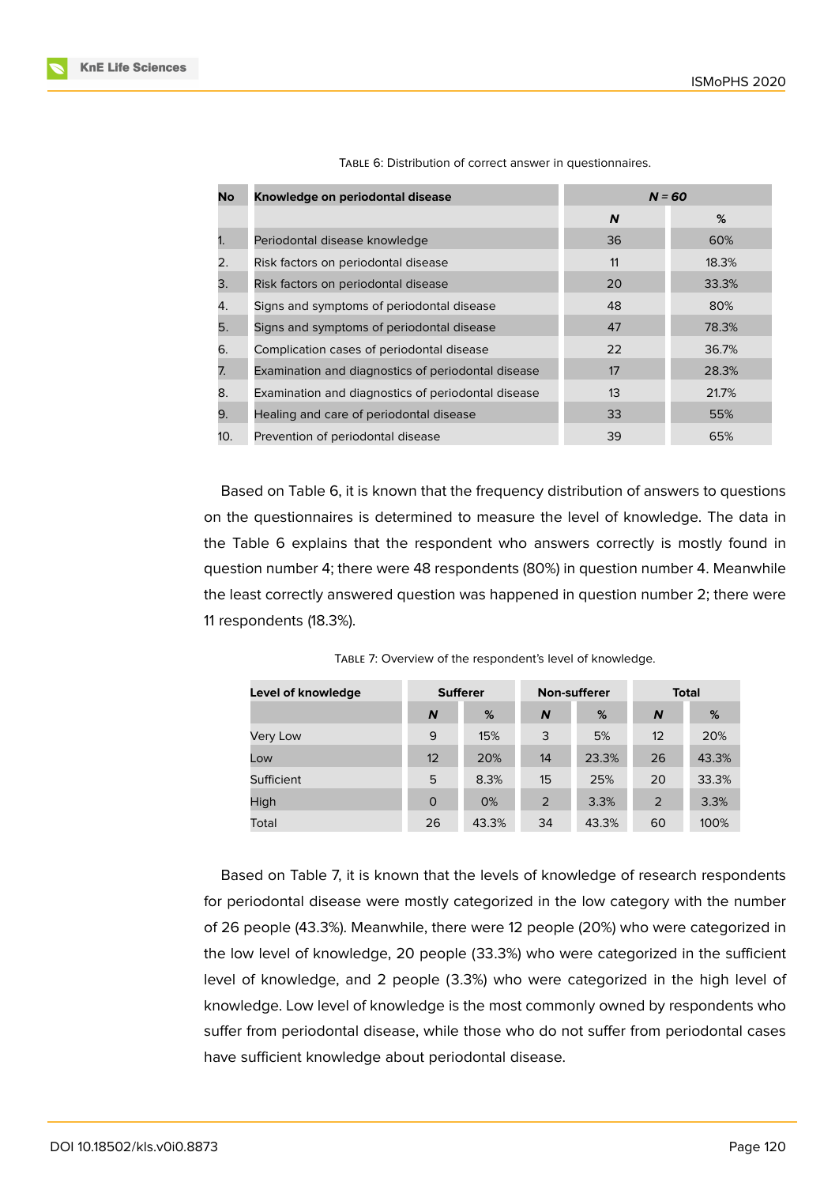Table 6: Distribution of correct answer in questionnaires.

| No | Knowledge on periodontal disease | *N = 60* | |
|---|---|---|---|
| | | ***N*** | **%** |
| 1. | Periodontal disease knowledge | 36 | 60% |
| 2. | Risk factors on periodontal disease | 11 | 18.3% |
| 3. | Risk factors on periodontal disease | 20 | 33.3% |
| 4. | Signs and symptoms of periodontal disease | 48 | 80% |
| 5. | Signs and symptoms of periodontal disease | 47 | 78.3% |
| 6. | Complication cases of periodontal disease | 22 | 36.7% |
| 7. | Examination and diagnostics of periodontal disease | 17 | 28.3% |
| 8. | Examination and diagnostics of periodontal disease | 13 | 21.7% |
| 9. | Healing and care of periodontal disease | 33 | 55% |
| 10. | Prevention of periodontal disease | 39 | 65% |

Based on Table 6, it is known that the frequency distribution of answers to questions on the questionnaires is determined to measure the level of knowledge. The data in the Table 6 explains that the respondent who answers correctly is mostly found in question number 4; there were 48 respondents (80%) in question number 4. Meanwhile the least correctly answered question was happened in question number 2; there were 11 respondents (18.3%).

Table 7: Overview of the respondent's level of knowledge.

| Level of knowledge | Sufferer | | Non-sufferer | | Total | |
|---|---|---|---|---|---|---|
| | ***N*** | **%** | ***N*** | **%** | ***N*** | **%** |
| Very Low | 9 | 15% | 3 | 5% | 12 | 20% |
| Low | 12 | 20% | 14 | 23.3% | 26 | 43.3% |
| Sufficient | 5 | 8.3% | 15 | 25% | 20 | 33.3% |
| High | 0 | 0% | 2 | 3.3% | 2 | 3.3% |
| Total | 26 | 43.3% | 34 | 43.3% | 60 | 100% |

Based on Table 7, it is known that the levels of knowledge of research respondents for periodontal disease were mostly categorized in the low category with the number of 26 people (43.3%). Meanwhile, there were 12 people (20%) who were categorized in the low level of knowledge, 20 people (33.3%) who were categorized in the sufficient level of knowledge, and 2 people (3.3%) who were categorized in the high level of knowledge. Low level of knowledge is the most commonly owned by respondents who suffer from periodontal disease, while those who do not suffer from periodontal cases have sufficient knowledge about periodontal disease.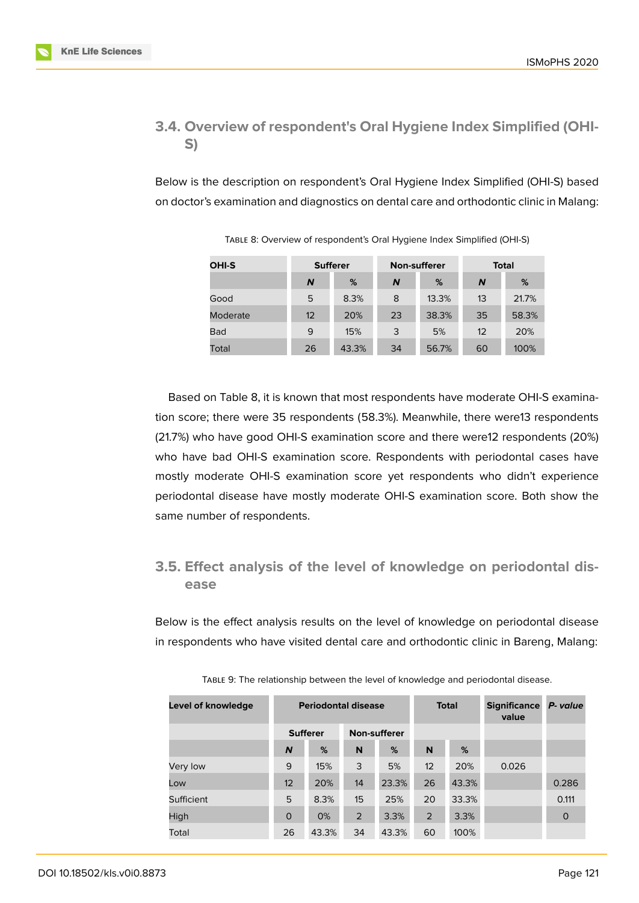## 3.4. Overview of respondent's Oral Hygiene Index Simplified (OHI-S)

Below is the description on respondent's Oral Hygiene Index Simplified (OHI-S) based on doctor's examination and diagnostics on dental care and orthodontic clinic in Malang:

Table 8: Overview of respondent's Oral Hygiene Index Simplified (OHI-S)

| OHI-S | Sufferer | | Non-sufferer | | Total | |
|---|---|---|---|---|---|---|
| | *N* | % | *N* | % | *N* | % |
| Good | 5 | 8.3% | 8 | 13.3% | 13 | 21.7% |
| Moderate | 12 | 20% | 23 | 38.3% | 35 | 58.3% |
| Bad | 9 | 15% | 3 | 5% | 12 | 20% |
| Total | 26 | 43.3% | 34 | 56.7% | 60 | 100% |

Based on Table 8, it is known that most respondents have moderate OHI-S examination score; there were 35 respondents (58.3%). Meanwhile, there were13 respondents (21.7%) who have good OHI-S examination score and there were12 respondents (20%) who have bad OHI-S examination score. Respondents with periodontal cases have mostly moderate OHI-S examination score yet respondents who didn't experience periodontal disease have mostly moderate OHI-S examination score. Both show the same number of respondents.

## 3.5. Effect analysis of the level of knowledge on periodontal disease

Below is the effect analysis results on the level of knowledge on periodontal disease in respondents who have visited dental care and orthodontic clinic in Bareng, Malang:

Table 9: The relationship between the level of knowledge and periodontal disease.

| Level of knowledge | Periodontal disease | | | | Total | | Significance value | *P- value* |
|---|---|---|---|---|---|---|---|---|
| | Sufferer | | Non-sufferer | | | | | |
| | *N* | % | N | % | N | % | | |
| Very low | 9 | 15% | 3 | 5% | 12 | 20% | 0.026 | |
| Low | 12 | 20% | 14 | 23.3% | 26 | 43.3% | | 0.286 |
| Sufficient | 5 | 8.3% | 15 | 25% | 20 | 33.3% | | 0.111 |
| High | 0 | 0% | 2 | 3.3% | 2 | 3.3% | | 0 |
| Total | 26 | 43.3% | 34 | 43.3% | 60 | 100% | | |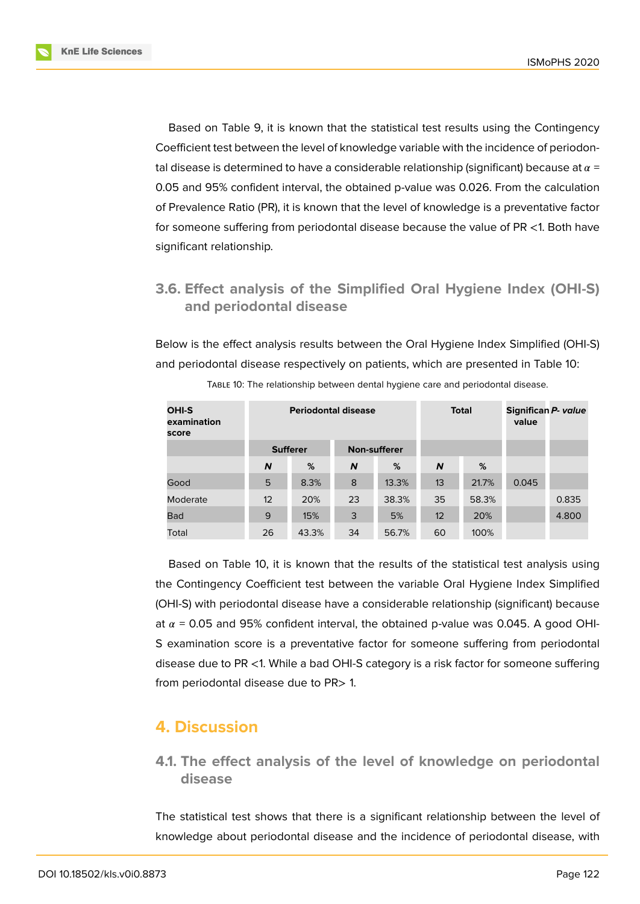Based on Table 9, it is known that the statistical test results using the Contingency Coefficient test between the level of knowledge variable with the incidence of periodontal disease is determined to have a considerable relationship (significant) because at $\alpha$ = 0.05 and 95% confident interval, the obtained p-value was 0.026. From the calculation of Prevalence Ratio (PR), it is known that the level of knowledge is a preventative factor for someone suffering from periodontal disease because the value of PR <1. Both have significant relationship.

### 3.6. Effect analysis of the Simplified Oral Hygiene Index (OHI-S) and periodontal disease

Below is the effect analysis results between the Oral Hygiene Index Simplified (OHI-S) and periodontal disease respectively on patients, which are presented in Table 10:

Table 10: The relationship between dental hygiene care and periodontal disease.

| OHI-S examination score | Periodontal disease | | | | Total | | Significan value | *P- value* |
|---|---|---|---|---|---|---|---|---|
| | Sufferer | | Non-sufferer | | | | | |
| | ***N*** | % | ***N*** | % | ***N*** | % | | |
| Good | 5 | 8.3% | 8 | 13.3% | 13 | 21.7% | 0.045 | |
| Moderate | 12 | 20% | 23 | 38.3% | 35 | 58.3% | | 0.835 |
| Bad | 9 | 15% | 3 | 5% | 12 | 20% | | 4.800 |
| Total | 26 | 43.3% | 34 | 56.7% | 60 | 100% | | |

Based on Table 10, it is known that the results of the statistical test analysis using the Contingency Coefficient test between the variable Oral Hygiene Index Simplified (OHI-S) with periodontal disease have a considerable relationship (significant) because at $\alpha$ = 0.05 and 95% confident interval, the obtained p-value was 0.045. A good OHI-S examination score is a preventative factor for someone suffering from periodontal disease due to PR <1. While a bad OHI-S category is a risk factor for someone suffering from periodontal disease due to PR> 1.

## 4. Discussion

### 4.1. The effect analysis of the level of knowledge on periodontal disease

The statistical test shows that there is a significant relationship between the level of knowledge about periodontal disease and the incidence of periodontal disease, with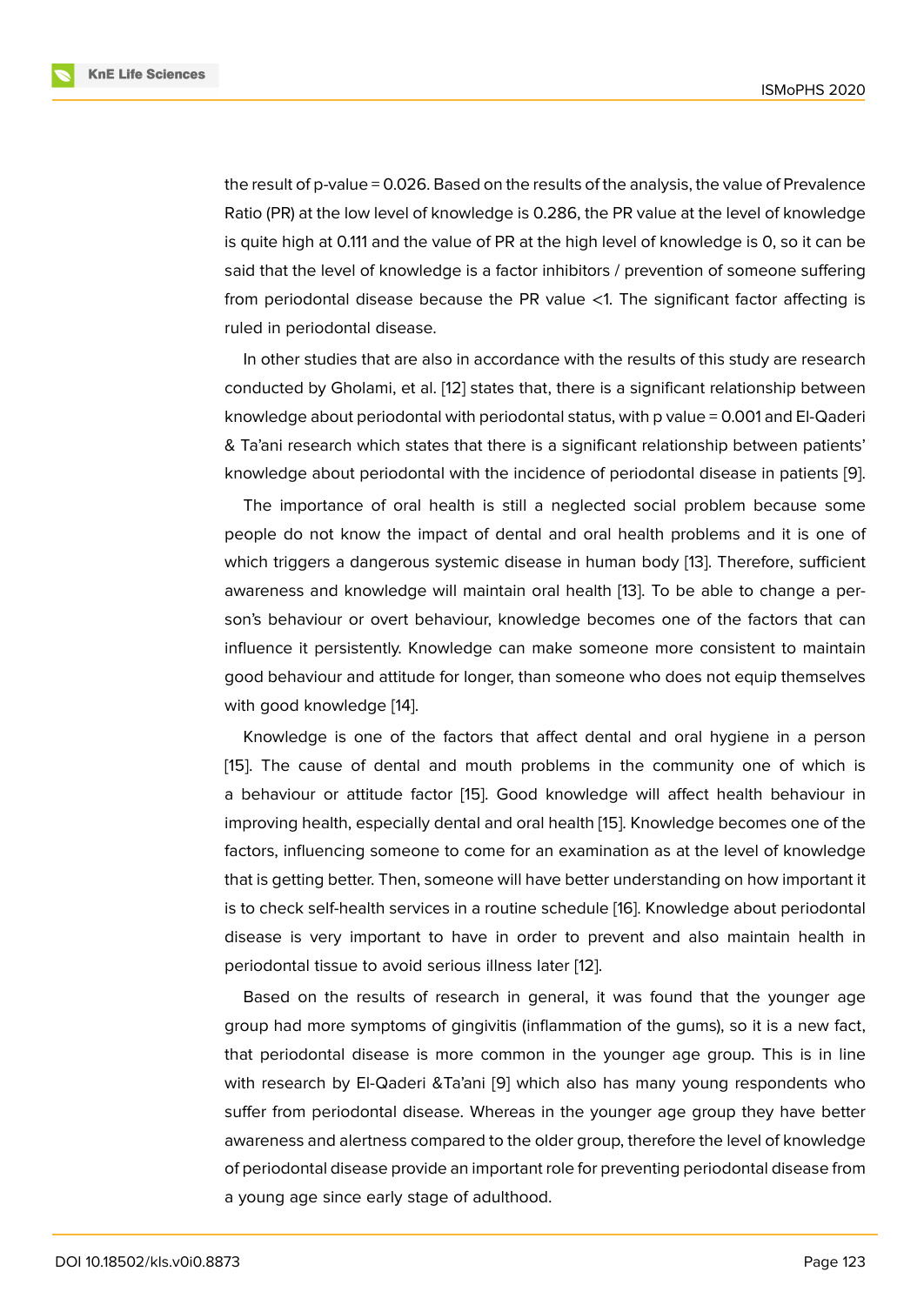the result of p-value = 0.026. Based on the results of the analysis, the value of Prevalence Ratio (PR) at the low level of knowledge is 0.286, the PR value at the level of knowledge is quite high at 0.111 and the value of PR at the high level of knowledge is 0, so it can be said that the level of knowledge is a factor inhibitors / prevention of someone suffering from periodontal disease because the PR value <1. The significant factor affecting is ruled in periodontal disease.

In other studies that are also in accordance with the results of this study are research conducted by Gholami, et al. [12] states that, there is a significant relationship between knowledge about periodontal with periodontal status, with p value = 0.001 and El-Qaderi & Ta'ani research which states that there is a significant relationship between patients' knowledge about periodontal with the incidence of periodontal disease in patients [9].

The importance of oral health is still a neglected social problem because some people do not know the impact of dental and oral health problems and it is one of which triggers a dangerous systemic disease in human body [13]. Therefore, sufficient awareness and knowledge will maintain oral health [13]. To be able to change a person's behaviour or overt behaviour, knowledge becomes one of the factors that can influence it persistently. Knowledge can make someone more consistent to maintain good behaviour and attitude for longer, than someone who does not equip themselves with good knowledge [14].

Knowledge is one of the factors that affect dental and oral hygiene in a person [15]. The cause of dental and mouth problems in the community one of which is a behaviour or attitude factor [15]. Good knowledge will affect health behaviour in improving health, especially dental and oral health [15]. Knowledge becomes one of the factors, influencing someone to come for an examination as at the level of knowledge that is getting better. Then, someone will have better understanding on how important it is to check self-health services in a routine schedule [16]. Knowledge about periodontal disease is very important to have in order to prevent and also maintain health in periodontal tissue to avoid serious illness later [12].

Based on the results of research in general, it was found that the younger age group had more symptoms of gingivitis (inflammation of the gums), so it is a new fact, that periodontal disease is more common in the younger age group. This is in line with research by El-Qaderi &Ta'ani [9] which also has many young respondents who suffer from periodontal disease. Whereas in the younger age group they have better awareness and alertness compared to the older group, therefore the level of knowledge of periodontal disease provide an important role for preventing periodontal disease from a young age since early stage of adulthood.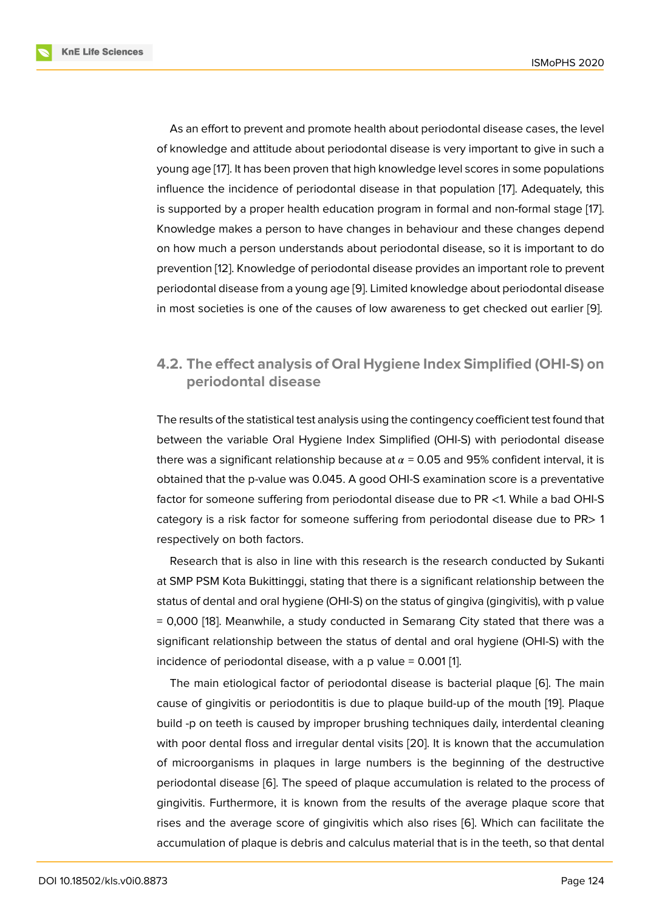As an effort to prevent and promote health about periodontal disease cases, the level of knowledge and attitude about periodontal disease is very important to give in such a young age [17]. It has been proven that high knowledge level scores in some populations influence the incidence of periodontal disease in that population [17]. Adequately, this is supported by a proper health education program in formal and non-formal stage [17]. Knowledge makes a person to have changes in behaviour and these changes depend on how much a person understands about periodontal disease, so it is important to do prevention [12]. Knowledge of periodontal disease provides an important role to prevent periodontal disease from a young age [9]. Limited knowledge about periodontal disease in most societies is one of the causes of low awareness to get checked out earlier [9].

## 4.2. The effect analysis of Oral Hygiene Index Simplified (OHI-S) on periodontal disease

The results of the statistical test analysis using the contingency coefficient test found that between the variable Oral Hygiene Index Simplified (OHI-S) with periodontal disease there was a significant relationship because at $\alpha$ = 0.05 and 95% confident interval, it is obtained that the p-value was 0.045. A good OHI-S examination score is a preventative factor for someone suffering from periodontal disease due to PR <1. While a bad OHI-S category is a risk factor for someone suffering from periodontal disease due to PR> 1 respectively on both factors.

Research that is also in line with this research is the research conducted by Sukanti at SMP PSM Kota Bukittinggi, stating that there is a significant relationship between the status of dental and oral hygiene (OHI-S) on the status of gingiva (gingivitis), with p value = 0,000 [18]. Meanwhile, a study conducted in Semarang City stated that there was a significant relationship between the status of dental and oral hygiene (OHI-S) with the incidence of periodontal disease, with a p value = 0.001 [1].

The main etiological factor of periodontal disease is bacterial plaque [6]. The main cause of gingivitis or periodontitis is due to plaque build-up of the mouth [19]. Plaque build -p on teeth is caused by improper brushing techniques daily, interdental cleaning with poor dental floss and irregular dental visits [20]. It is known that the accumulation of microorganisms in plaques in large numbers is the beginning of the destructive periodontal disease [6]. The speed of plaque accumulation is related to the process of gingivitis. Furthermore, it is known from the results of the average plaque score that rises and the average score of gingivitis which also rises [6]. Which can facilitate the accumulation of plaque is debris and calculus material that is in the teeth, so that dental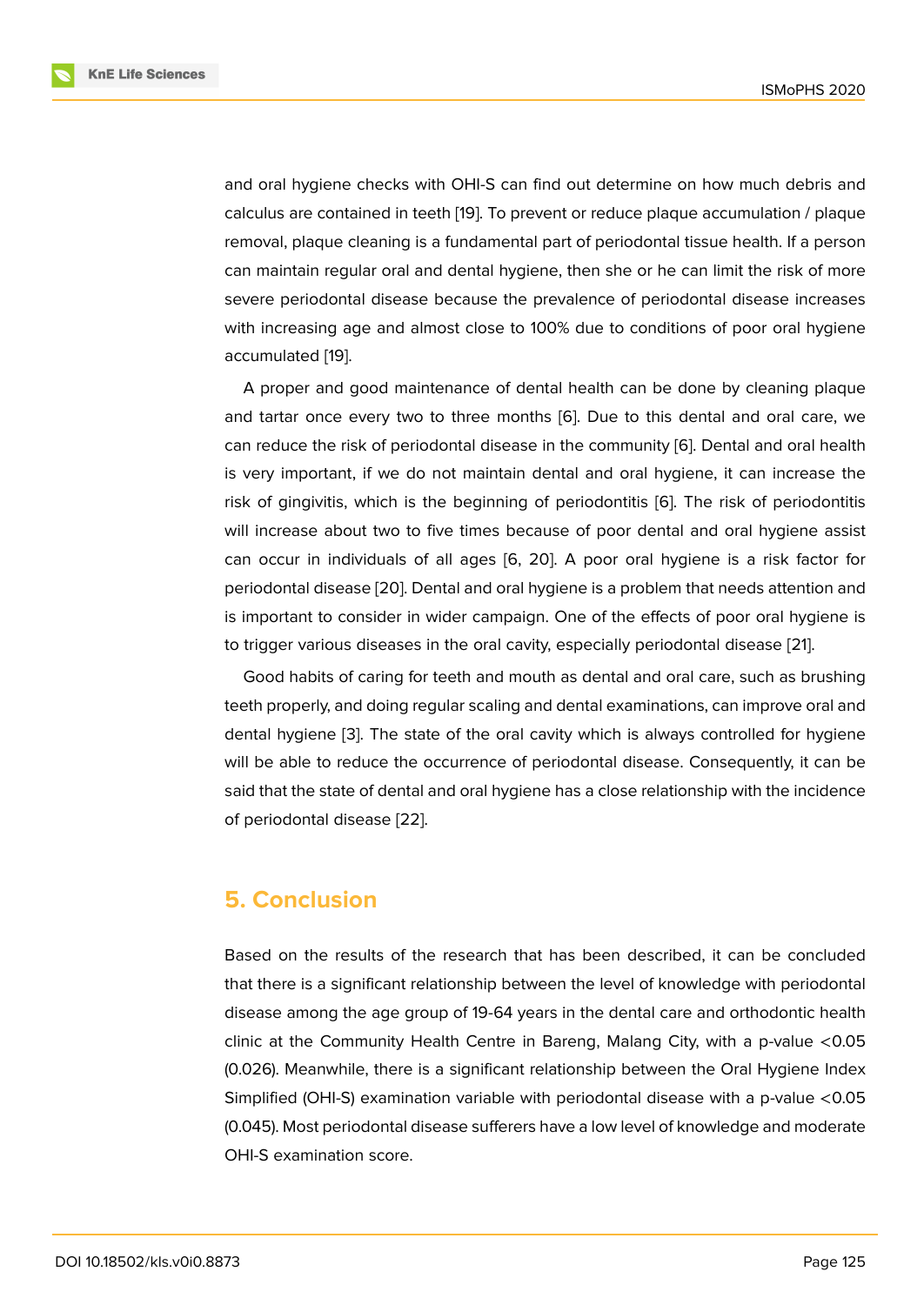and oral hygiene checks with OHI-S can find out determine on how much debris and calculus are contained in teeth [19]. To prevent or reduce plaque accumulation / plaque removal, plaque cleaning is a fundamental part of periodontal tissue health. If a person can maintain regular oral and dental hygiene, then she or he can limit the risk of more severe periodontal disease because the prevalence of periodontal disease increases with increasing age and almost close to 100% due to conditions of poor oral hygiene accumulated [19].

A proper and good maintenance of dental health can be done by cleaning plaque and tartar once every two to three months [6]. Due to this dental and oral care, we can reduce the risk of periodontal disease in the community [6]. Dental and oral health is very important, if we do not maintain dental and oral hygiene, it can increase the risk of gingivitis, which is the beginning of periodontitis [6]. The risk of periodontitis will increase about two to five times because of poor dental and oral hygiene assist can occur in individuals of all ages [6, 20]. A poor oral hygiene is a risk factor for periodontal disease [20]. Dental and oral hygiene is a problem that needs attention and is important to consider in wider campaign. One of the effects of poor oral hygiene is to trigger various diseases in the oral cavity, especially periodontal disease [21].

Good habits of caring for teeth and mouth as dental and oral care, such as brushing teeth properly, and doing regular scaling and dental examinations, can improve oral and dental hygiene [3]. The state of the oral cavity which is always controlled for hygiene will be able to reduce the occurrence of periodontal disease. Consequently, it can be said that the state of dental and oral hygiene has a close relationship with the incidence of periodontal disease [22].

## 5. Conclusion

Based on the results of the research that has been described, it can be concluded that there is a significant relationship between the level of knowledge with periodontal disease among the age group of 19-64 years in the dental care and orthodontic health clinic at the Community Health Centre in Bareng, Malang City, with a p-value $<0.05$ (0.026). Meanwhile, there is a significant relationship between the Oral Hygiene Index Simplified (OHI-S) examination variable with periodontal disease with a p-value $<0.05$ (0.045). Most periodontal disease sufferers have a low level of knowledge and moderate OHI-S examination score.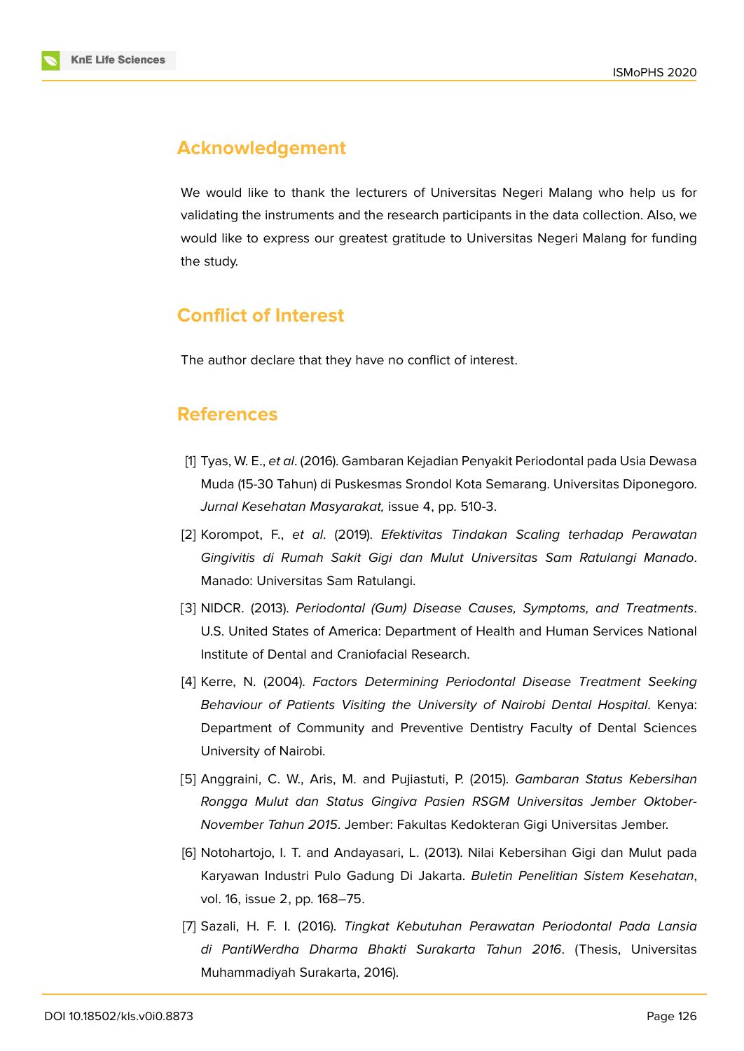## Acknowledgement

We would like to thank the lecturers of Universitas Negeri Malang who help us for validating the instruments and the research participants in the data collection. Also, we would like to express our greatest gratitude to Universitas Negeri Malang for funding the study.

## Conflict of Interest

The author declare that they have no conflict of interest.

## References

[1] Tyas, W. E., *et al*. (2016). Gambaran Kejadian Penyakit Periodontal pada Usia Dewasa Muda (15-30 Tahun) di Puskesmas Srondol Kota Semarang. Universitas Diponegoro. *Jurnal Kesehatan Masyarakat,* issue 4, pp. 510-3.

[2] Korompot, F., *et al*. (2019). *Efektivitas Tindakan Scaling terhadap Perawatan Gingivitis di Rumah Sakit Gigi dan Mulut Universitas Sam Ratulangi Manado*. Manado: Universitas Sam Ratulangi.

[3] NIDCR. (2013). *Periodontal (Gum) Disease Causes, Symptoms, and Treatments*. U.S. United States of America: Department of Health and Human Services National Institute of Dental and Craniofacial Research.

[4] Kerre, N. (2004). *Factors Determining Periodontal Disease Treatment Seeking Behaviour of Patients Visiting the University of Nairobi Dental Hospital*. Kenya: Department of Community and Preventive Dentistry Faculty of Dental Sciences University of Nairobi.

[5] Anggraini, C. W., Aris, M. and Pujiastuti, P. (2015). *Gambaran Status Kebersihan Rongga Mulut dan Status Gingiva Pasien RSGM Universitas Jember Oktober-November Tahun 2015*. Jember: Fakultas Kedokteran Gigi Universitas Jember.

[6] Notohartojo, I. T. and Andayasari, L. (2013). Nilai Kebersihan Gigi dan Mulut pada Karyawan Industri Pulo Gadung Di Jakarta. *Buletin Penelitian Sistem Kesehatan*, vol. 16, issue 2, pp. 168–75.

[7] Sazali, H. F. I. (2016). *Tingkat Kebutuhan Perawatan Periodontal Pada Lansia di PantiWerdha Dharma Bhakti Surakarta Tahun 2016*. (Thesis, Universitas Muhammadiyah Surakarta, 2016).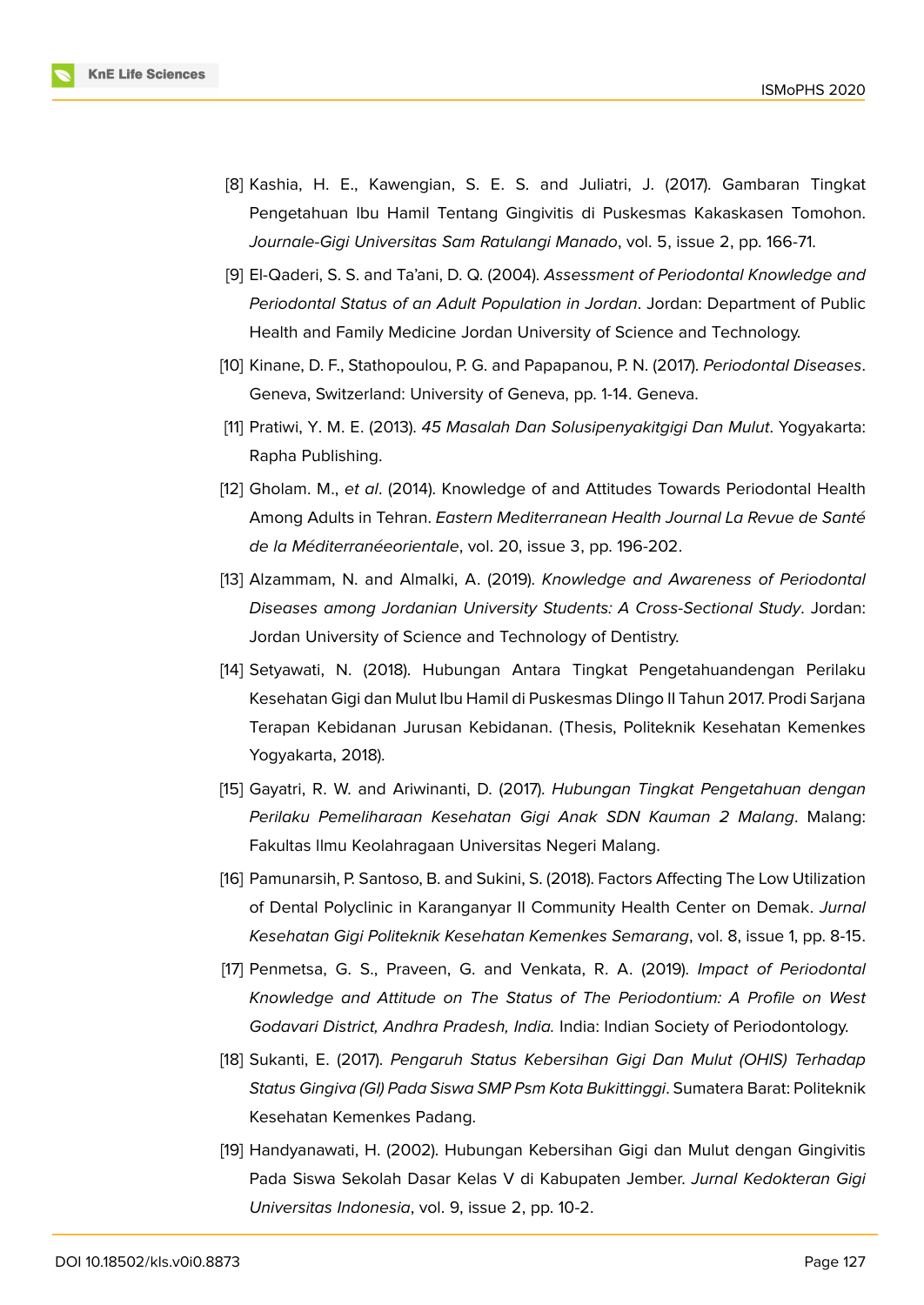[8] Kashia, H. E., Kawengian, S. E. S. and Juliatri, J. (2017). Gambaran Tingkat Pengetahuan Ibu Hamil Tentang Gingivitis di Puskesmas Kakaskasen Tomohon. *Journale-Gigi Universitas Sam Ratulangi Manado*, vol. 5, issue 2, pp. 166-71.

[9] El-Qaderi, S. S. and Ta'ani, D. Q. (2004). *Assessment of Periodontal Knowledge and Periodontal Status of an Adult Population in Jordan*. Jordan: Department of Public Health and Family Medicine Jordan University of Science and Technology.

[10] Kinane, D. F., Stathopoulou, P. G. and Papapanou, P. N. (2017). *Periodontal Diseases*. Geneva, Switzerland: University of Geneva, pp. 1-14. Geneva.

[11] Pratiwi, Y. M. E. (2013). *45 Masalah Dan Solusipenyakitgigi Dan Mulut*. Yogyakarta: Rapha Publishing.

[12] Gholam. M., *et al*. (2014). Knowledge of and Attitudes Towards Periodontal Health Among Adults in Tehran. *Eastern Mediterranean Health Journal La Revue de Santé de la Méditerranéeorientale*, vol. 20, issue 3, pp. 196-202.

[13] Alzammam, N. and Almalki, A. (2019). *Knowledge and Awareness of Periodontal Diseases among Jordanian University Students: A Cross-Sectional Study*. Jordan: Jordan University of Science and Technology of Dentistry.

[14] Setyawati, N. (2018). Hubungan Antara Tingkat Pengetahuandengan Perilaku Kesehatan Gigi dan Mulut Ibu Hamil di Puskesmas Dlingo II Tahun 2017. Prodi Sarjana Terapan Kebidanan Jurusan Kebidanan. (Thesis, Politeknik Kesehatan Kemenkes Yogyakarta, 2018).

[15] Gayatri, R. W. and Ariwinanti, D. (2017). *Hubungan Tingkat Pengetahuan dengan Perilaku Pemeliharaan Kesehatan Gigi Anak SDN Kauman 2 Malang*. Malang: Fakultas Ilmu Keolahragaan Universitas Negeri Malang.

[16] Pamunarsih, P. Santoso, B. and Sukini, S. (2018). Factors Affecting The Low Utilization of Dental Polyclinic in Karanganyar II Community Health Center on Demak. *Jurnal Kesehatan Gigi Politeknik Kesehatan Kemenkes Semarang*, vol. 8, issue 1, pp. 8-15.

[17] Penmetsa, G. S., Praveen, G. and Venkata, R. A. (2019). *Impact of Periodontal Knowledge and Attitude on The Status of The Periodontium: A Profile on West Godavari District, Andhra Pradesh, India.* India: Indian Society of Periodontology.

[18] Sukanti, E. (2017). *Pengaruh Status Kebersihan Gigi Dan Mulut (OHIS) Terhadap Status Gingiva (GI) Pada Siswa SMP Psm Kota Bukittinggi*. Sumatera Barat: Politeknik Kesehatan Kemenkes Padang.

[19] Handyanawati, H. (2002). Hubungan Kebersihan Gigi dan Mulut dengan Gingivitis Pada Siswa Sekolah Dasar Kelas V di Kabupaten Jember. *Jurnal Kedokteran Gigi Universitas Indonesia*, vol. 9, issue 2, pp. 10-2.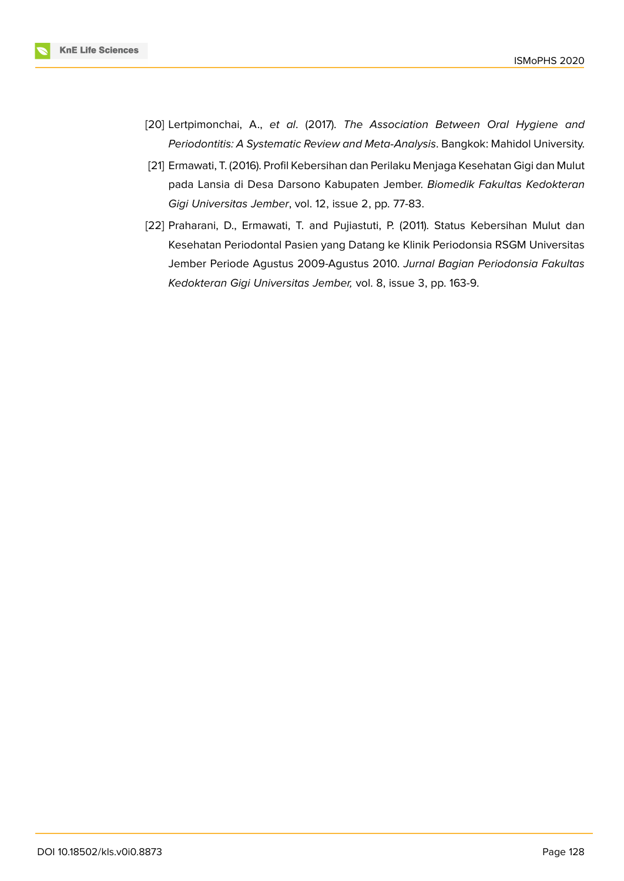[20] Lertpimonchai, A., *et al*. (2017). *The Association Between Oral Hygiene and Periodontitis: A Systematic Review and Meta-Analysis*. Bangkok: Mahidol University.

[21] Ermawati, T. (2016). Profil Kebersihan dan Perilaku Menjaga Kesehatan Gigi dan Mulut pada Lansia di Desa Darsono Kabupaten Jember. *Biomedik Fakultas Kedokteran Gigi Universitas Jember*, vol. 12, issue 2, pp. 77-83.

[22] Praharani, D., Ermawati, T. and Pujiastuti, P. (2011). Status Kebersihan Mulut dan Kesehatan Periodontal Pasien yang Datang ke Klinik Periodonsia RSGM Universitas Jember Periode Agustus 2009-Agustus 2010. *Jurnal Bagian Periodonsia Fakultas Kedokteran Gigi Universitas Jember,* vol. 8, issue 3, pp. 163-9.